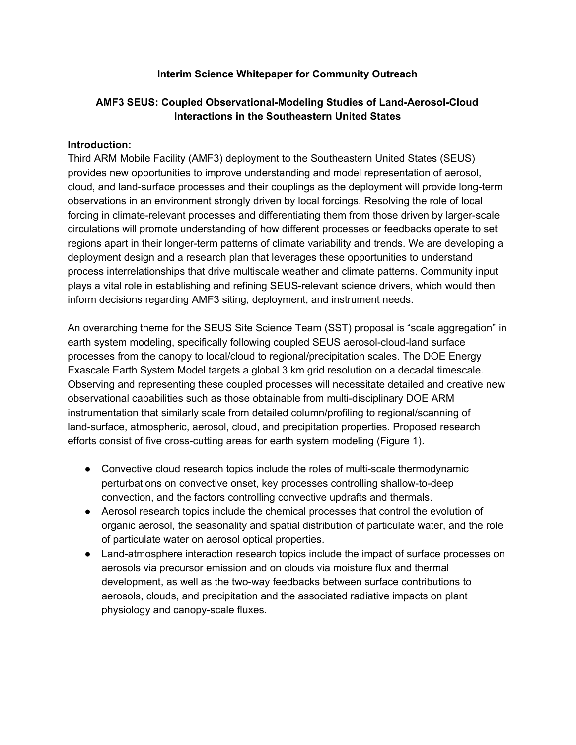# Interim Science Whitepaper for Community Outreach

## AMF3 SEUS: Coupled Observational-Modeling Studies of Land-Aerosol-Cloud Interactions in the Southeastern United States

### Introduction:

Third ARM Mobile Facility (AMF3) deployment to the Southeastern United States (SEUS) provides new opportunities to improve understanding and model representation of aerosol, cloud, and land-surface processes and their couplings as the deployment will provide long-term observations in an environment strongly driven by local forcings. Resolving the role of local forcing in climate-relevant processes and differentiating them from those driven by larger-scale circulations will promote understanding of how different processes or feedbacks operate to set regions apart in their longer-term patterns of climate variability and trends. We are developing a deployment design and a research plan that leverages these opportunities to understand process interrelationships that drive multiscale weather and climate patterns. Community input plays a vital role in establishing and refining SEUS-relevant science drivers, which would then inform decisions regarding AMF3 siting, deployment, and instrument needs.

An overarching theme for the SEUS Site Science Team (SST) proposal is "scale aggregation" in earth system modeling, specifically following coupled SEUS aerosol-cloud-land surface processes from the canopy to local/cloud to regional/precipitation scales. The DOE Energy Exascale Earth System Model targets a global 3 km grid resolution on a decadal timescale. Observing and representing these coupled processes will necessitate detailed and creative new observational capabilities such as those obtainable from multi-disciplinary DOE ARM instrumentation that similarly scale from detailed column/profiling to regional/scanning of land-surface, atmospheric, aerosol, cloud, and precipitation properties. Proposed research efforts consist of five cross-cutting areas for earth system modeling (Figure 1).

- Convective cloud research topics include the roles of multi-scale thermodynamic perturbations on convective onset, key processes controlling shallow-to-deep convection, and the factors controlling convective updrafts and thermals.
- Aerosol research topics include the chemical processes that control the evolution of organic aerosol, the seasonality and spatial distribution of particulate water, and the role of particulate water on aerosol optical properties.
- Land-atmosphere interaction research topics include the impact of surface processes on aerosols via precursor emission and on clouds via moisture flux and thermal development, as well as the two-way feedbacks between surface contributions to aerosols, clouds, and precipitation and the associated radiative impacts on plant physiology and canopy-scale fluxes.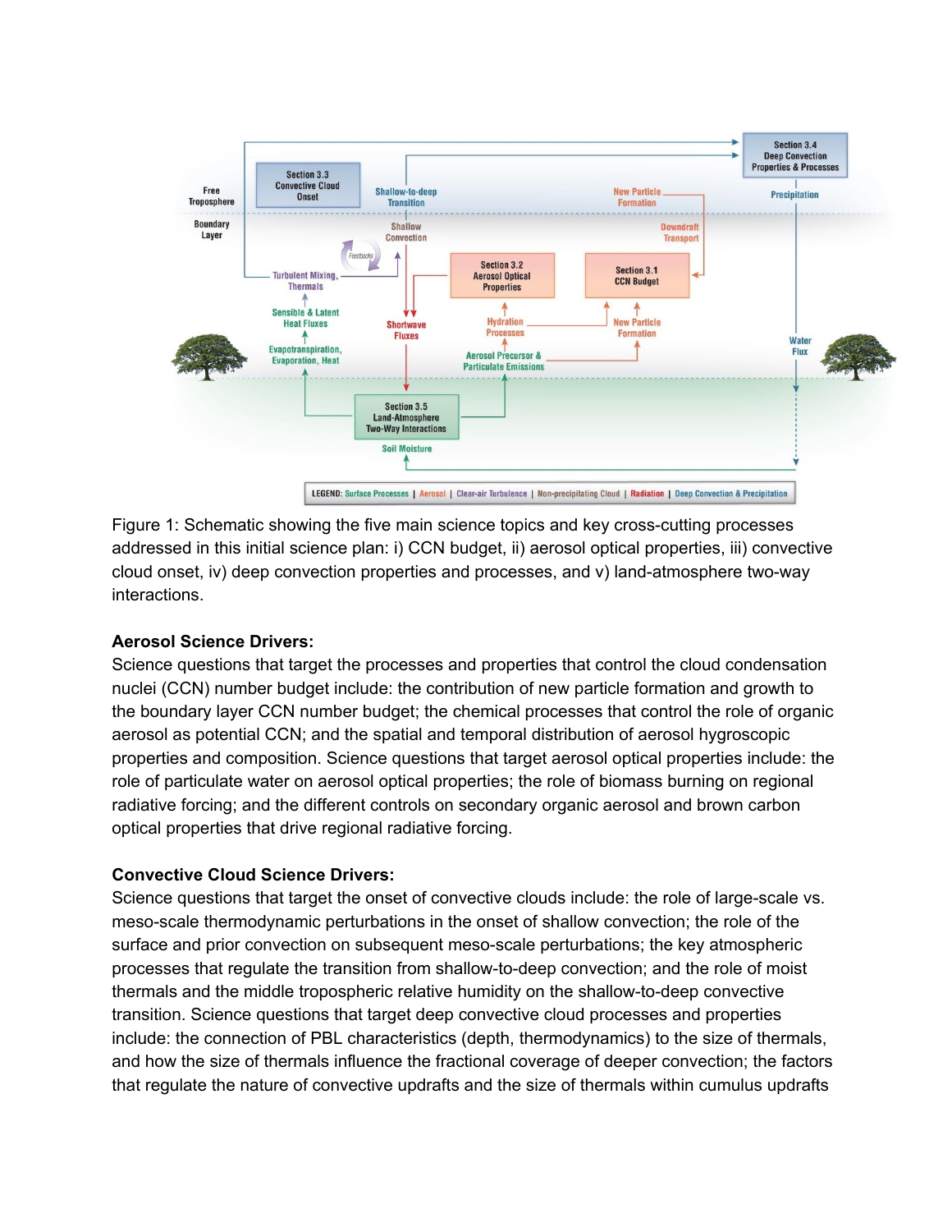Figure 1: Schematic showing the five main science topics and key cross-cutting processes addressed in this initial science plan: i) CCN budget, ii) aerosol optical properties, iii) convective cloud onset, iv) deep convection properties and processes, and v) land-atmosphere two-way interactions.

**Aerosol Science Drivers:**

Science questions that target the processes and properties that control the cloud condensation nuclei (CCN) number budget include: the contribution of new particle formation and growth to the boundary layer CCN number budget; the chemical processes that control the role of organic aerosol as potential CCN; and the spatial and temporal distribution of aerosol hygroscopic properties and composition. Science questions that target aerosol optical properties include: the role of particulate water on aerosol optical properties; the role of biomass burning on regional radiative forcing; and the different controls on secondary organic aerosol and brown carbon optical properties that drive regional radiative forcing.

**Convective Cloud Science Drivers:**

Science questions that target the onset of convective clouds include: the role of large-scale vs. meso-scale thermodynamic perturbations in the onset of shallow convection; the role of the surface and prior convection on subsequent meso-scale perturbations; the key atmospheric processes that regulate the transition from shallow-to-deep convection; and the role of moist thermals and the middle tropospheric relative humidity on the shallow-to-deep convective transition. Science questions that target deep convective cloud processes and properties include: the connection of PBL characteristics (depth, thermodynamics) to the size of thermals, and how the size of thermals influence the fractional coverage of deeper convection; the factors that regulate the nature of convective updrafts and the size of thermals within cumulus updrafts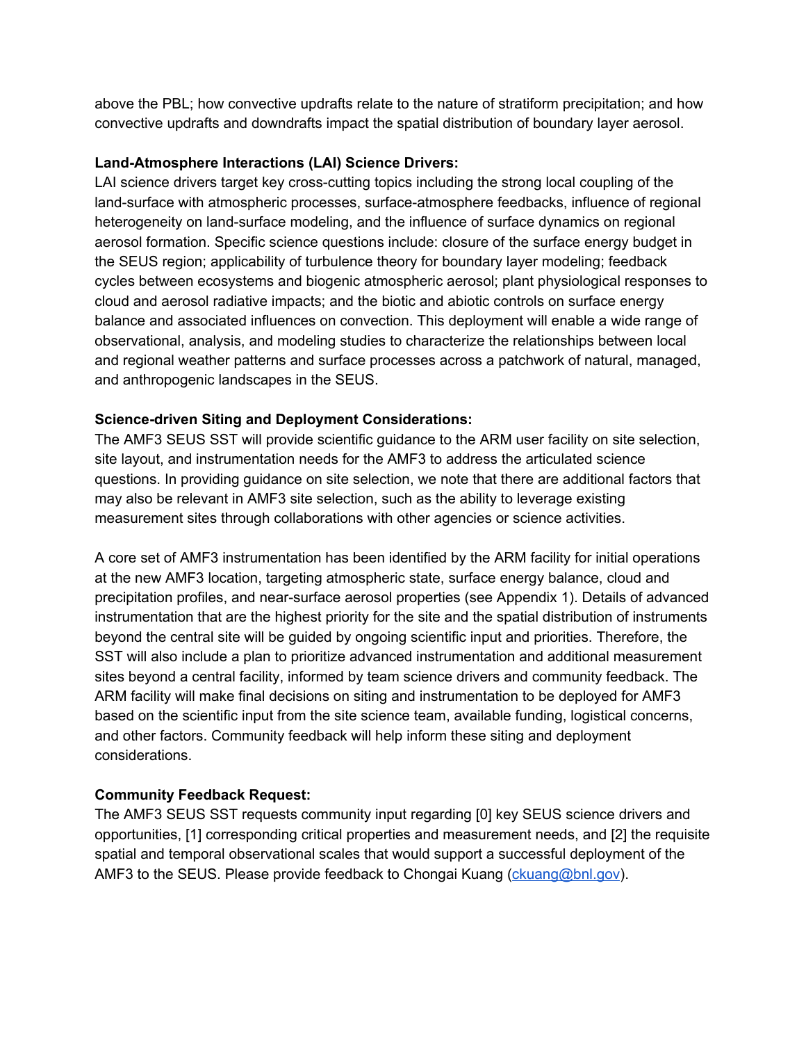above the PBL; how convective updrafts relate to the nature of stratiform precipitation; and how convective updrafts and downdrafts impact the spatial distribution of boundary layer aerosol.

**Land-Atmosphere Interactions (LAI) Science Drivers:**
LAI science drivers target key cross-cutting topics including the strong local coupling of the land-surface with atmospheric processes, surface-atmosphere feedbacks, influence of regional heterogeneity on land-surface modeling, and the influence of surface dynamics on regional aerosol formation. Specific science questions include: closure of the surface energy budget in the SEUS region; applicability of turbulence theory for boundary layer modeling; feedback cycles between ecosystems and biogenic atmospheric aerosol; plant physiological responses to cloud and aerosol radiative impacts; and the biotic and abiotic controls on surface energy balance and associated influences on convection. This deployment will enable a wide range of observational, analysis, and modeling studies to characterize the relationships between local and regional weather patterns and surface processes across a patchwork of natural, managed, and anthropogenic landscapes in the SEUS.

**Science-driven Siting and Deployment Considerations:**
The AMF3 SEUS SST will provide scientific guidance to the ARM user facility on site selection, site layout, and instrumentation needs for the AMF3 to address the articulated science questions. In providing guidance on site selection, we note that there are additional factors that may also be relevant in AMF3 site selection, such as the ability to leverage existing measurement sites through collaborations with other agencies or science activities.

A core set of AMF3 instrumentation has been identified by the ARM facility for initial operations at the new AMF3 location, targeting atmospheric state, surface energy balance, cloud and precipitation profiles, and near-surface aerosol properties (see Appendix 1). Details of advanced instrumentation that are the highest priority for the site and the spatial distribution of instruments beyond the central site will be guided by ongoing scientific input and priorities. Therefore, the SST will also include a plan to prioritize advanced instrumentation and additional measurement sites beyond a central facility, informed by team science drivers and community feedback. The ARM facility will make final decisions on siting and instrumentation to be deployed for AMF3 based on the scientific input from the site science team, available funding, logistical concerns, and other factors. Community feedback will help inform these siting and deployment considerations.

**Community Feedback Request:**
The AMF3 SEUS SST requests community input regarding [0] key SEUS science drivers and opportunities, [1] corresponding critical properties and measurement needs, and [2] the requisite spatial and temporal observational scales that would support a successful deployment of the AMF3 to the SEUS. Please provide feedback to Chongai Kuang (ckuang@bnl.gov).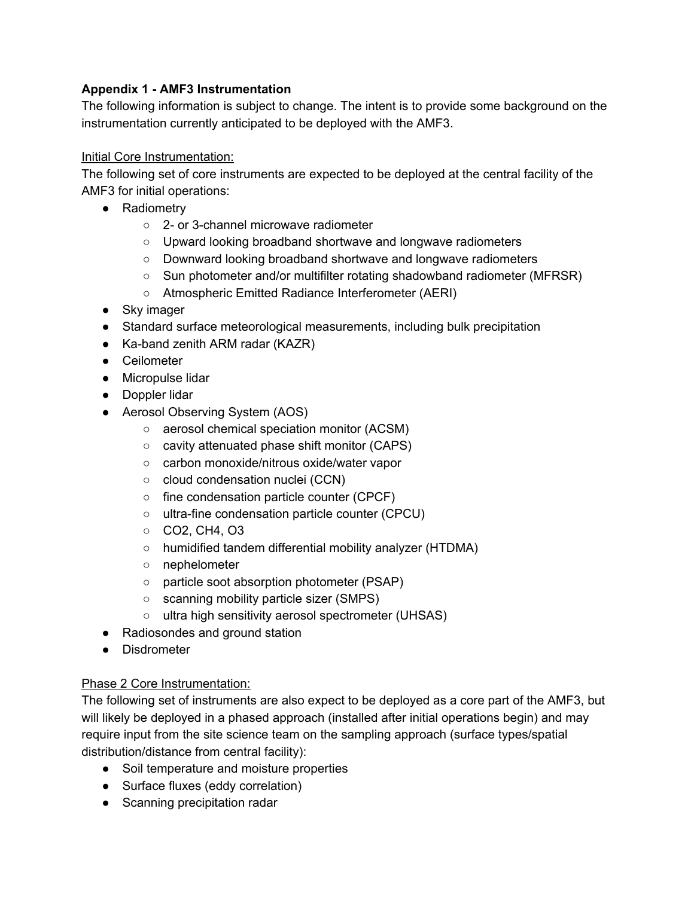**Appendix 1 - AMF3 Instrumentation**

The following information is subject to change. The intent is to provide some background on the instrumentation currently anticipated to be deployed with the AMF3.

Initial Core Instrumentation:

The following set of core instruments are expected to be deployed at the central facility of the AMF3 for initial operations:

- Radiometry
    - 2- or 3-channel microwave radiometer
    - Upward looking broadband shortwave and longwave radiometers
    - Downward looking broadband shortwave and longwave radiometers
    - Sun photometer and/or multifilter rotating shadowband radiometer (MFRSR)
    - Atmospheric Emitted Radiance Interferometer (AERI)
- Sky imager
- Standard surface meteorological measurements, including bulk precipitation
- Ka-band zenith ARM radar (KAZR)
- Ceilometer
- Micropulse lidar
- Doppler lidar
- Aerosol Observing System (AOS)
    - aerosol chemical speciation monitor (ACSM)
    - cavity attenuated phase shift monitor (CAPS)
    - carbon monoxide/nitrous oxide/water vapor
    - cloud condensation nuclei (CCN)
    - fine condensation particle counter (CPCF)
    - ultra-fine condensation particle counter (CPCU)
    - $CO_2$, $CH_4$, $O_3$
    - humidified tandem differential mobility analyzer (HTDMA)
    - nephelometer
    - particle soot absorption photometer (PSAP)
    - scanning mobility particle sizer (SMPS)
    - ultra high sensitivity aerosol spectrometer (UHSAS)
- Radiosondes and ground station
- Disdrometer

Phase 2 Core Instrumentation:

The following set of instruments are also expect to be deployed as a core part of the AMF3, but will likely be deployed in a phased approach (installed after initial operations begin) and may require input from the site science team on the sampling approach (surface types/spatial distribution/distance from central facility):

- Soil temperature and moisture properties
- Surface fluxes (eddy correlation)
- Scanning precipitation radar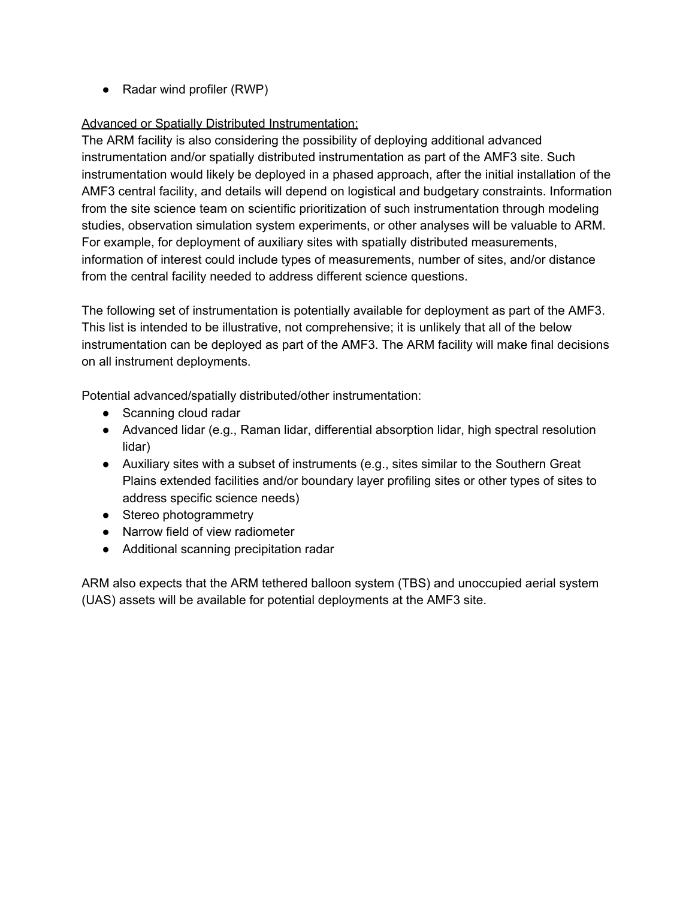- Radar wind profiler (RWP)

<u>Advanced or Spatially Distributed Instrumentation:</u>

The ARM facility is also considering the possibility of deploying additional advanced instrumentation and/or spatially distributed instrumentation as part of the AMF3 site. Such instrumentation would likely be deployed in a phased approach, after the initial installation of the AMF3 central facility, and details will depend on logistical and budgetary constraints. Information from the site science team on scientific prioritization of such instrumentation through modeling studies, observation simulation system experiments, or other analyses will be valuable to ARM. For example, for deployment of auxiliary sites with spatially distributed measurements, information of interest could include types of measurements, number of sites, and/or distance from the central facility needed to address different science questions.

The following set of instrumentation is potentially available for deployment as part of the AMF3. This list is intended to be illustrative, not comprehensive; it is unlikely that all of the below instrumentation can be deployed as part of the AMF3. The ARM facility will make final decisions on all instrument deployments.

Potential advanced/spatially distributed/other instrumentation:

- Scanning cloud radar
- Advanced lidar (e.g., Raman lidar, differential absorption lidar, high spectral resolution lidar)
- Auxiliary sites with a subset of instruments (e.g., sites similar to the Southern Great Plains extended facilities and/or boundary layer profiling sites or other types of sites to address specific science needs)
- Stereo photogrammetry
- Narrow field of view radiometer
- Additional scanning precipitation radar

ARM also expects that the ARM tethered balloon system (TBS) and unoccupied aerial system (UAS) assets will be available for potential deployments at the AMF3 site.